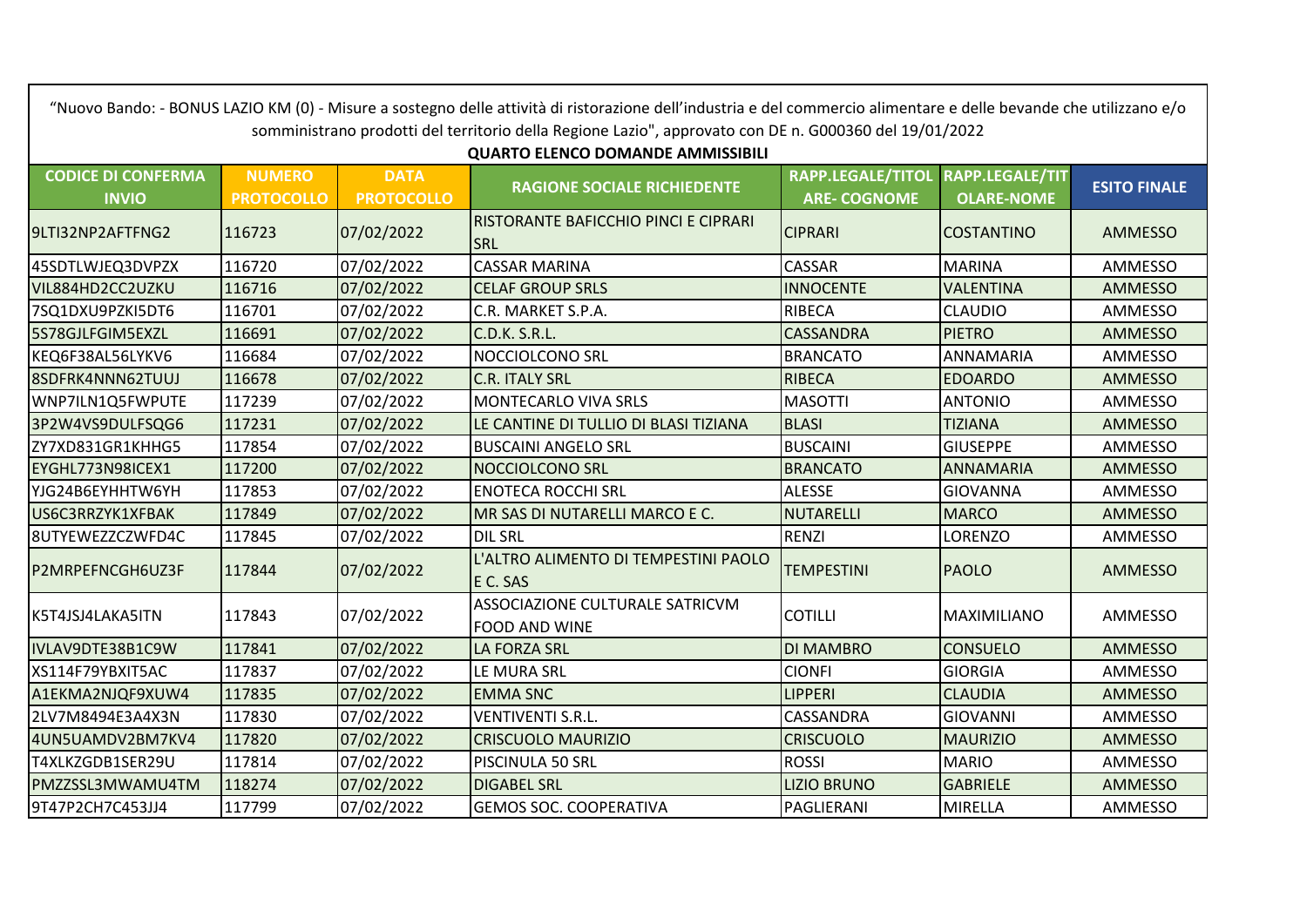"Nuovo Bando: - BONUS LAZIO KM (0) - Misure a sostegno delle attività di ristorazione dell'industria e del commercio alimentare e delle bevande che utilizzano e/o somministrano prodotti del territorio della Regione Lazio", approvato con DE n. G000360 del 19/01/2022

**QUARTO ELENCO DOMANDE AMMISSIBILI**

| CODICE DI CONFERMA INVIO | NUMERO PROTOCOLLO | DATA PROTOCOLLO | RAGIONE SOCIALE RICHIEDENTE | RAPP.LEGALE/TITOLARE- COGNOME | RAPP.LEGALE/TITOLARE-NOME | ESITO FINALE |
|---|---|---|---|---|---|---|
| 9LTI32NP2AFTFNG2 | 116723 | 07/02/2022 | RISTORANTE BAFICCHIO PINCI E CIPRARI SRL | CIPRARI | COSTANTINO | AMMESSO |
| 45SDTLWJEQ3DVPZX | 116720 | 07/02/2022 | CASSAR MARINA | CASSAR | MARINA | AMMESSO |
| VIL884HD2CC2UZKU | 116716 | 07/02/2022 | CELAF GROUP SRLS | INNOCENTE | VALENTINA | AMMESSO |
| 7SQ1DXU9PZKI5DT6 | 116701 | 07/02/2022 | C.R. MARKET S.P.A. | RIBECA | CLAUDIO | AMMESSO |
| 5S78GJLFGIM5EXZL | 116691 | 07/02/2022 | C.D.K. S.R.L. | CASSANDRA | PIETRO | AMMESSO |
| KEQ6F38AL56LYKV6 | 116684 | 07/02/2022 | NOCCIOLCONO SRL | BRANCATO | ANNAMARIA | AMMESSO |
| 8SDFRK4NNN62TUUJ | 116678 | 07/02/2022 | C.R. ITALY SRL | RIBECA | EDOARDO | AMMESSO |
| WNP7ILN1Q5FWPUTE | 117239 | 07/02/2022 | MONTECARLO VIVA SRLS | MASOTTI | ANTONIO | AMMESSO |
| 3P2W4VS9DULFSQG6 | 117231 | 07/02/2022 | LE CANTINE DI TULLIO DI BLASI TIZIANA | BLASI | TIZIANA | AMMESSO |
| ZY7XD831GR1KHHG5 | 117854 | 07/02/2022 | BUSCAINI ANGELO SRL | BUSCAINI | GIUSEPPE | AMMESSO |
| EYGHL773N98ICEX1 | 117200 | 07/02/2022 | NOCCIOLCONO SRL | BRANCATO | ANNAMARIA | AMMESSO |
| YJG24B6EYHHTW6YH | 117853 | 07/02/2022 | ENOTECA ROCCHI SRL | ALESSE | GIOVANNA | AMMESSO |
| US6C3RRZYK1XFBAK | 117849 | 07/02/2022 | MR SAS DI NUTARELLI MARCO E C. | NUTARELLI | MARCO | AMMESSO |
| 8UTYEWEZZCZWFD4C | 117845 | 07/02/2022 | DIL SRL | RENZI | LORENZO | AMMESSO |
| P2MRPEFNCGH6UZ3F | 117844 | 07/02/2022 | L'ALTRO ALIMENTO DI TEMPESTINI PAOLO E C. SAS | TEMPESTINI | PAOLO | AMMESSO |
| K5T4JSJ4LAKA5ITN | 117843 | 07/02/2022 | ASSOCIAZIONE CULTURALE SATRICVM FOOD AND WINE | COTILLI | MAXIMILIANO | AMMESSO |
| IVLAV9DTE38B1C9W | 117841 | 07/02/2022 | LA FORZA SRL | DI MAMBRO | CONSUELO | AMMESSO |
| XS114F79YBXIT5AC | 117837 | 07/02/2022 | LE MURA SRL | CIONFI | GIORGIA | AMMESSO |
| A1EKMA2NJQF9XUW4 | 117835 | 07/02/2022 | EMMA SNC | LIPPERI | CLAUDIA | AMMESSO |
| 2LV7M8494E3A4X3N | 117830 | 07/02/2022 | VENTIVENTI S.R.L. | CASSANDRA | GIOVANNI | AMMESSO |
| 4UN5UAMDV2BM7KV4 | 117820 | 07/02/2022 | CRISCUOLO MAURIZIO | CRISCUOLO | MAURIZIO | AMMESSO |
| T4XLKZGDB1SER29U | 117814 | 07/02/2022 | PISCINULA 50 SRL | ROSSI | MARIO | AMMESSO |
| PMZZSSL3MWAMU4TM | 118274 | 07/02/2022 | DIGABEL SRL | LIZIO BRUNO | GABRIELE | AMMESSO |
| 9T47P2CH7C453JJ4 | 117799 | 07/02/2022 | GEMOS SOC. COOPERATIVA | PAGLIERANI | MIRELLA | AMMESSO |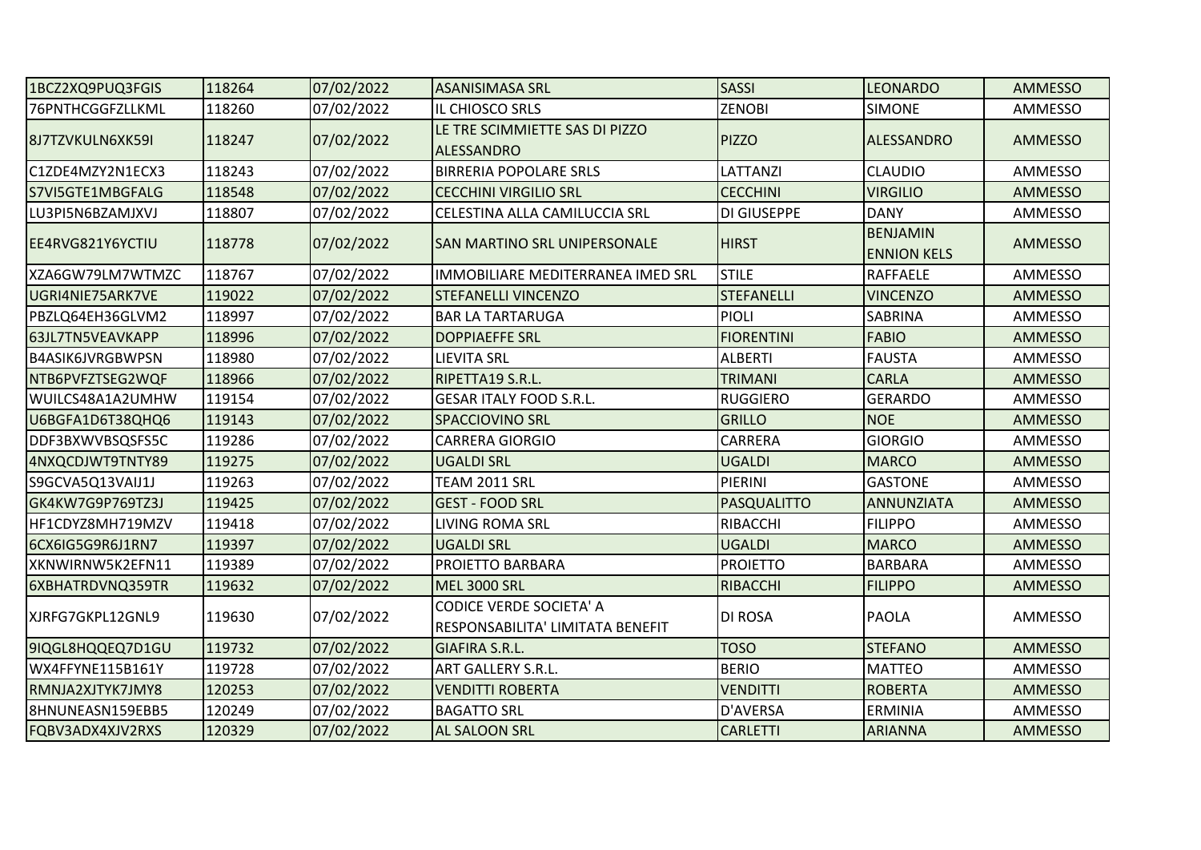| | | | | | | |
|---|---|---|---|---|---|---|
| 1BCZ2XQ9PUQ3FGIS | 118264 | 07/02/2022 | ASANISIMASA SRL | SASSI | LEONARDO | AMMESSO |
| 76PNTHCGGFZLLKML | 118260 | 07/02/2022 | IL CHIOSCO SRLS | ZENOBI | SIMONE | AMMESSO |
| 8J7TZVKULN6XK59I | 118247 | 07/02/2022 | LE TRE SCIMMIETTE SAS DI PIZZO ALESSANDRO | PIZZO | ALESSANDRO | AMMESSO |
| C1ZDE4MZY2N1ECX3 | 118243 | 07/02/2022 | BIRRERIA POPOLARE SRLS | LATTANZI | CLAUDIO | AMMESSO |
| S7VI5GTE1MBGFALG | 118548 | 07/02/2022 | CECCHINI VIRGILIO SRL | CECCHINI | VIRGILIO | AMMESSO |
| LU3PI5N6BZAMJXVJ | 118807 | 07/02/2022 | CELESTINA ALLA CAMILUCCIA SRL | DI GIUSEPPE | DANY | AMMESSO |
| EE4RVG821Y6YCTIU | 118778 | 07/02/2022 | SAN MARTINO SRL UNIPERSONALE | HIRST | BENJAMIN ENNION KELS | AMMESSO |
| XZA6GW79LM7WTMZC | 118767 | 07/02/2022 | IMMOBILIARE MEDITERRANEA IMED SRL | STILE | RAFFAELE | AMMESSO |
| UGRI4NIE75ARK7VE | 119022 | 07/02/2022 | STEFANELLI VINCENZO | STEFANELLI | VINCENZO | AMMESSO |
| PBZLQ64EH36GLVM2 | 118997 | 07/02/2022 | BAR LA TARTARUGA | PIOLI | SABRINA | AMMESSO |
| 63JL7TN5VEAVKAPP | 118996 | 07/02/2022 | DOPPIAEFFE SRL | FIORENTINI | FABIO | AMMESSO |
| B4ASIK6JVRGBWPSN | 118980 | 07/02/2022 | LIEVITA SRL | ALBERTI | FAUSTA | AMMESSO |
| NTB6PVFZTSEG2WQF | 118966 | 07/02/2022 | RIPETTA19 S.R.L. | TRIMANI | CARLA | AMMESSO |
| WUILCS48A1A2UMHW | 119154 | 07/02/2022 | GESAR ITALY FOOD S.R.L. | RUGGIERO | GERARDO | AMMESSO |
| U6BGFA1D6T38QHQ6 | 119143 | 07/02/2022 | SPACCIOVINO SRL | GRILLO | NOE | AMMESSO |
| DDF3BXWVBSQSFS5C | 119286 | 07/02/2022 | CARRERA GIORGIO | CARRERA | GIORGIO | AMMESSO |
| 4NXQCDJWT9TNTY89 | 119275 | 07/02/2022 | UGALDI SRL | UGALDI | MARCO | AMMESSO |
| S9GCVA5Q13VAIJ1J | 119263 | 07/02/2022 | TEAM 2011 SRL | PIERINI | GASTONE | AMMESSO |
| GK4KW7G9P769TZ3J | 119425 | 07/02/2022 | GEST - FOOD SRL | PASQUALITTO | ANNUNZIATA | AMMESSO |
| HF1CDYZ8MH719MZV | 119418 | 07/02/2022 | LIVING ROMA SRL | RIBACCHI | FILIPPO | AMMESSO |
| 6CX6IG5G9R6J1RN7 | 119397 | 07/02/2022 | UGALDI SRL | UGALDI | MARCO | AMMESSO |
| XKNWIRNW5K2EFN11 | 119389 | 07/02/2022 | PROIETTO BARBARA | PROIETTO | BARBARA | AMMESSO |
| 6XBHATRDVNQ359TR | 119632 | 07/02/2022 | MEL 3000 SRL | RIBACCHI | FILIPPO | AMMESSO |
| XJRFG7GKPL12GNL9 | 119630 | 07/02/2022 | CODICE VERDE SOCIETA' A RESPONSABILITA' LIMITATA BENEFIT | DI ROSA | PAOLA | AMMESSO |
| 9IQGL8HQQEQ7D1GU | 119732 | 07/02/2022 | GIAFIRA S.R.L. | TOSO | STEFANO | AMMESSO |
| WX4FFYNE115B161Y | 119728 | 07/02/2022 | ART GALLERY S.R.L. | BERIO | MATTEO | AMMESSO |
| RMNJA2XJTYK7JMY8 | 120253 | 07/02/2022 | VENDITTI ROBERTA | VENDITTI | ROBERTA | AMMESSO |
| 8HNUNEASN159EBB5 | 120249 | 07/02/2022 | BAGATTO SRL | D'AVERSA | ERMINIA | AMMESSO |
| FQBV3ADX4XJV2RXS | 120329 | 07/02/2022 | AL SALOON SRL | CARLETTI | ARIANNA | AMMESSO |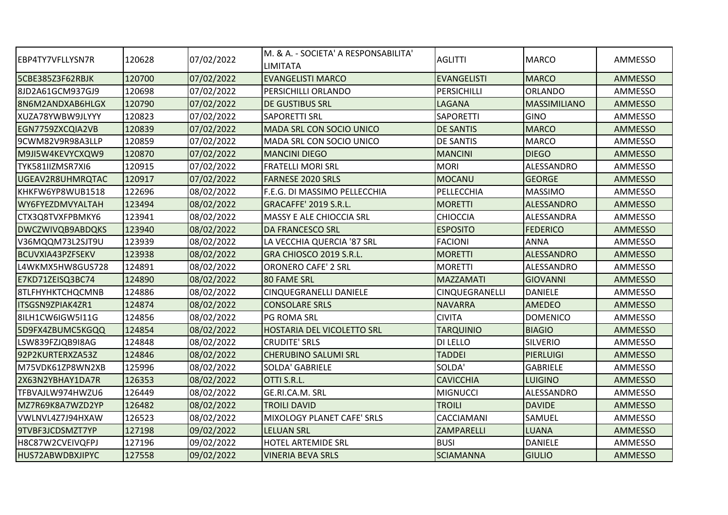| | | | | | | |
|---|---|---|---|---|---|---|
| EBP4TY7VFLLYSN7R | 120628 | 07/02/2022 | M. & A. - SOCIETA' A RESPONSABILITA' LIMITATA | AGLITTI | MARCO | AMMESSO |
| 5CBE385Z3F62RBJK | 120700 | 07/02/2022 | EVANGELISTI MARCO | EVANGELISTI | MARCO | AMMESSO |
| 8JD2A61GCM937GJ9 | 120698 | 07/02/2022 | PERSICHILLI ORLANDO | PERSICHILLI | ORLANDO | AMMESSO |
| 8N6M2ANDXAB6HLGX | 120790 | 07/02/2022 | DE GUSTIBUS SRL | LAGANA | MASSIMILIANO | AMMESSO |
| XUZA78YWBW9JLYYY | 120823 | 07/02/2022 | SAPORETTI SRL | SAPORETTI | GINO | AMMESSO |
| EGN7759ZXCQIA2VB | 120839 | 07/02/2022 | MADA SRL CON SOCIO UNICO | DE SANTIS | MARCO | AMMESSO |
| 9CWM82V9R98A3LLP | 120859 | 07/02/2022 | MADA SRL CON SOCIO UNICO | DE SANTIS | MARCO | AMMESSO |
| M9JI5W4KEVYCXQW9 | 120870 | 07/02/2022 | MANCINI DIEGO | MANCINI | DIEGO | AMMESSO |
| TYK581IIZMSR7XI6 | 120915 | 07/02/2022 | FRATELLI MORI SRL | MORI | ALESSANDRO | AMMESSO |
| UGEAV2R8UHMRQTAC | 120917 | 07/02/2022 | FARNESE 2020 SRLS | MOCANU | GEORGE | AMMESSO |
| KHKFW6YP8WUB1518 | 122696 | 08/02/2022 | F.E.G. DI MASSIMO PELLECCHIA | PELLECCHIA | MASSIMO | AMMESSO |
| WY6FYEZDMVYALTAH | 123494 | 08/02/2022 | GRACAFFE' 2019 S.R.L. | MORETTI | ALESSANDRO | AMMESSO |
| CTX3Q8TVXFPBMKY6 | 123941 | 08/02/2022 | MASSY E ALE CHIOCCIA SRL | CHIOCCIA | ALESSANDRA | AMMESSO |
| DWCZWIVQB9ABDQKS | 123940 | 08/02/2022 | DA FRANCESCO SRL | ESPOSITO | FEDERICO | AMMESSO |
| V36MQQM73L2SJT9U | 123939 | 08/02/2022 | LA VECCHIA QUERCIA '87 SRL | FACIONI | ANNA | AMMESSO |
| BCUVXIA43PZFSEKV | 123938 | 08/02/2022 | GRA CHIOSCO 2019 S.R.L. | MORETTI | ALESSANDRO | AMMESSO |
| L4WKMX5HW8GUS728 | 124891 | 08/02/2022 | ORONERO CAFE' 2 SRL | MORETTI | ALESSANDRO | AMMESSO |
| E7KD71ZEISQ3BC74 | 124890 | 08/02/2022 | 80 FAME SRL | MAZZAMATI | GIOVANNI | AMMESSO |
| 8TLFHYHKTCHQCMNB | 124886 | 08/02/2022 | CINQUEGRANELLI DANIELE | CINQUEGRANELLI | DANIELE | AMMESSO |
| ITSGSN9ZPIAK4ZR1 | 124874 | 08/02/2022 | CONSOLARE SRLS | NAVARRA | AMEDEO | AMMESSO |
| 8ILH1CW6IGW5I11G | 124856 | 08/02/2022 | PG ROMA SRL | CIVITA | DOMENICO | AMMESSO |
| 5D9FX4ZBUMC5KGQQ | 124854 | 08/02/2022 | HOSTARIA DEL VICOLETTO SRL | TARQUINIO | BIAGIO | AMMESSO |
| LSW839FZJQB9I8AG | 124848 | 08/02/2022 | CRUDITE' SRLS | DI LELLO | SILVERIO | AMMESSO |
| 92P2KURTERXZA53Z | 124846 | 08/02/2022 | CHERUBINO SALUMI SRL | TADDEI | PIERLUIGI | AMMESSO |
| M75VDK61ZP8WN2XB | 125996 | 08/02/2022 | SOLDA' GABRIELE | SOLDA' | GABRIELE | AMMESSO |
| 2X63N2YBHAY1DA7R | 126353 | 08/02/2022 | OTTI S.R.L. | CAVICCHIA | LUIGINO | AMMESSO |
| TFBVAJLW974HWZU6 | 126449 | 08/02/2022 | GE.RI.CA.M. SRL | MIGNUCCI | ALESSANDRO | AMMESSO |
| MZ7R69K8A7WZD2YP | 126482 | 08/02/2022 | TROILI DAVID | TROILI | DAVIDE | AMMESSO |
| VWLNVL4Z7J94HXAW | 126523 | 08/02/2022 | MIXOLOGY PLANET CAFE' SRLS | CACCIAMANI | SAMUEL | AMMESSO |
| 9TVBF3JCDSMZT7YP | 127198 | 09/02/2022 | LELUAN SRL | ZAMPARELLI | LUANA | AMMESSO |
| H8C87W2CVEIVQFPJ | 127196 | 09/02/2022 | HOTEL ARTEMIDE SRL | BUSI | DANIELE | AMMESSO |
| HUS72ABWDBXJIPYC | 127558 | 09/02/2022 | VINERIA BEVA SRLS | SCIAMANNA | GIULIO | AMMESSO |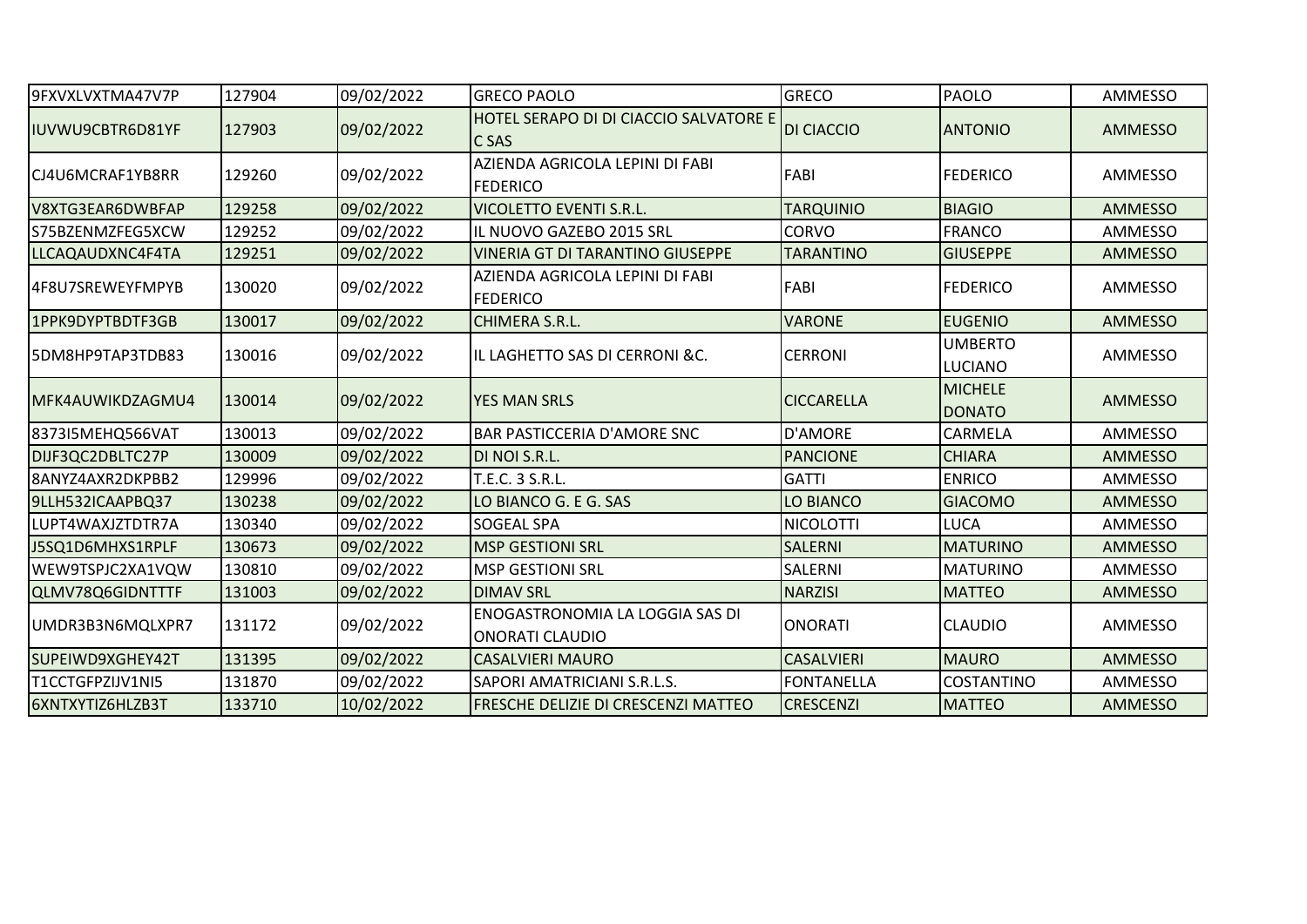| | | | | | | |
|---|---|---|---|---|---|---|
| 9FXVXLVXTMA47V7P | 127904 | 09/02/2022 | GRECO PAOLO | GRECO | PAOLO | AMMESSO |
| IUVWU9CBTR6D81YF | 127903 | 09/02/2022 | HOTEL SERAPO DI DI CIACCIO SALVATORE E C SAS | DI CIACCIO | ANTONIO | AMMESSO |
| CJ4U6MCRAF1YB8RR | 129260 | 09/02/2022 | AZIENDA AGRICOLA LEPINI DI FABI FEDERICO | FABI | FEDERICO | AMMESSO |
| V8XTG3EAR6DWBFAP | 129258 | 09/02/2022 | VICOLETTO EVENTI S.R.L. | TARQUINIO | BIAGIO | AMMESSO |
| S75BZENMZFEG5XCW | 129252 | 09/02/2022 | IL NUOVO GAZEBO 2015 SRL | CORVO | FRANCO | AMMESSO |
| LLCAQAUDXNC4F4TA | 129251 | 09/02/2022 | VINERIA GT DI TARANTINO GIUSEPPE | TARANTINO | GIUSEPPE | AMMESSO |
| 4F8U7SREWEYFMPYB | 130020 | 09/02/2022 | AZIENDA AGRICOLA LEPINI DI FABI FEDERICO | FABI | FEDERICO | AMMESSO |
| 1PPK9DYPTBDTF3GB | 130017 | 09/02/2022 | CHIMERA S.R.L. | VARONE | EUGENIO | AMMESSO |
| 5DM8HP9TAP3TDB83 | 130016 | 09/02/2022 | IL LAGHETTO SAS DI CERRONI &C. | CERRONI | UMBERTO LUCIANO | AMMESSO |
| MFK4AUWIKDZAGMU4 | 130014 | 09/02/2022 | YES MAN SRLS | CICCARELLA | MICHELE DONATO | AMMESSO |
| 8373I5MEHQ566VAT | 130013 | 09/02/2022 | BAR PASTICCERIA D'AMORE SNC | D'AMORE | CARMELA | AMMESSO |
| DIJF3QC2DBLTC27P | 130009 | 09/02/2022 | DI NOI S.R.L. | PANCIONE | CHIARA | AMMESSO |
| 8ANYZ4AXR2DKPBB2 | 129996 | 09/02/2022 | T.E.C. 3 S.R.L. | GATTI | ENRICO | AMMESSO |
| 9LLH532ICAAPBQ37 | 130238 | 09/02/2022 | LO BIANCO G. E G. SAS | LO BIANCO | GIACOMO | AMMESSO |
| LUPT4WAXJZTDTR7A | 130340 | 09/02/2022 | SOGEAL SPA | NICOLOTTI | LUCA | AMMESSO |
| J5SQ1D6MHXS1RPLF | 130673 | 09/02/2022 | MSP GESTIONI SRL | SALERNI | MATURINO | AMMESSO |
| WEW9TSPJC2XA1VQW | 130810 | 09/02/2022 | MSP GESTIONI SRL | SALERNI | MATURINO | AMMESSO |
| QLMV78Q6GIDNTTTF | 131003 | 09/02/2022 | DIMAV SRL | NARZISI | MATTEO | AMMESSO |
| UMDR3B3N6MQLXPR7 | 131172 | 09/02/2022 | ENOGASTRONOMIA LA LOGGIA SAS DI ONORATI CLAUDIO | ONORATI | CLAUDIO | AMMESSO |
| SUPEIWD9XGHEY42T | 131395 | 09/02/2022 | CASALVIERI MAURO | CASALVIERI | MAURO | AMMESSO |
| T1CCTGFPZIJV1NI5 | 131870 | 09/02/2022 | SAPORI AMATRICIANI S.R.L.S. | FONTANELLA | COSTANTINO | AMMESSO |
| 6XNTXYTIZ6HLZB3T | 133710 | 10/02/2022 | FRESCHE DELIZIE DI CRESCENZI MATTEO | CRESCENZI | MATTEO | AMMESSO |